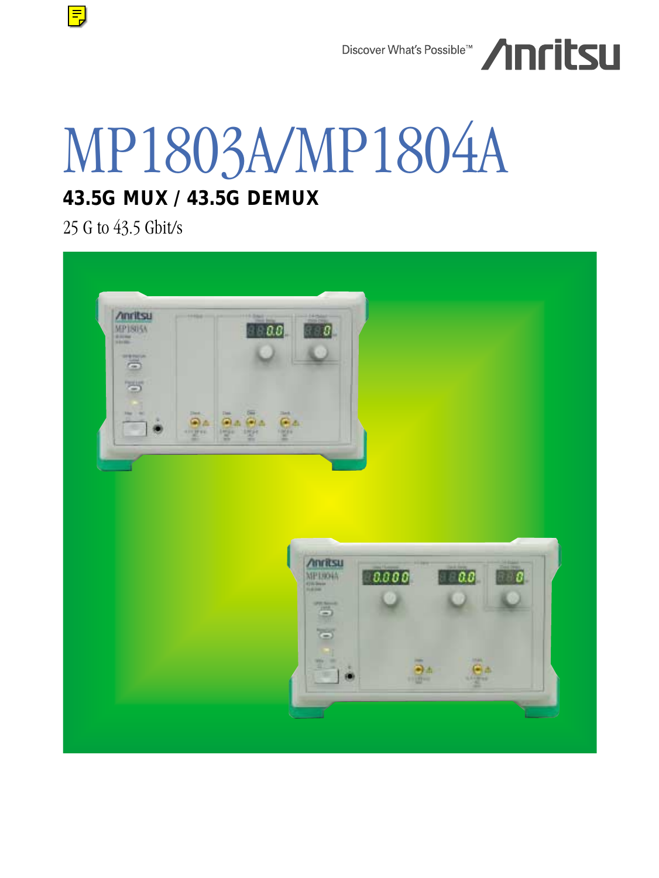Discover What's Possible™

# MP1803A/MP1804A

## 43.5G MUX / 43.5G DEMUX

25 G to 43.5 Gbit/s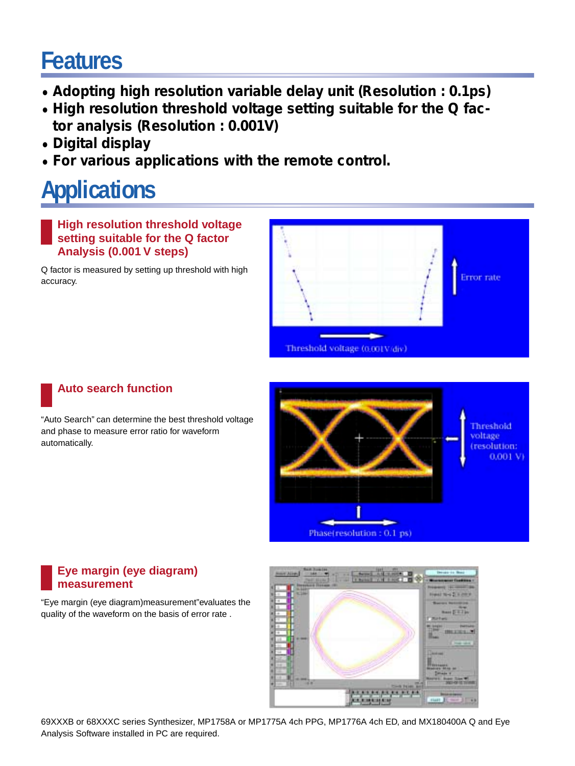# Features

- **Adopting high resolution variable delay unit (Resolution : 0.1ps)**
- **High resolution threshold voltage setting suitable for the Q factor analysis (Resolution : 0.001V)**
- **Digital display**
- **For various applications with the remote control.**

# Applications

## High resolution threshold voltage setting suitable for the Q factor Analysis (0.001 V steps)

Q factor is measured by setting up threshold with high accuracy.

## Auto search function

"Auto Search" can determine the best threshold voltage and phase to measure error ratio for waveform automatically.

## Eye margin (eye diagram) measurement

"Eye margin (eye diagram)measurement"evaluates the quality of the waveform on the basis of error rate .

69XXXB or 68XXXC series Synthesizer, MP1758A or MP1775A 4ch PPG, MP1776A 4ch ED, and MX180400A Q and Eye Analysis Software installed in PC are required.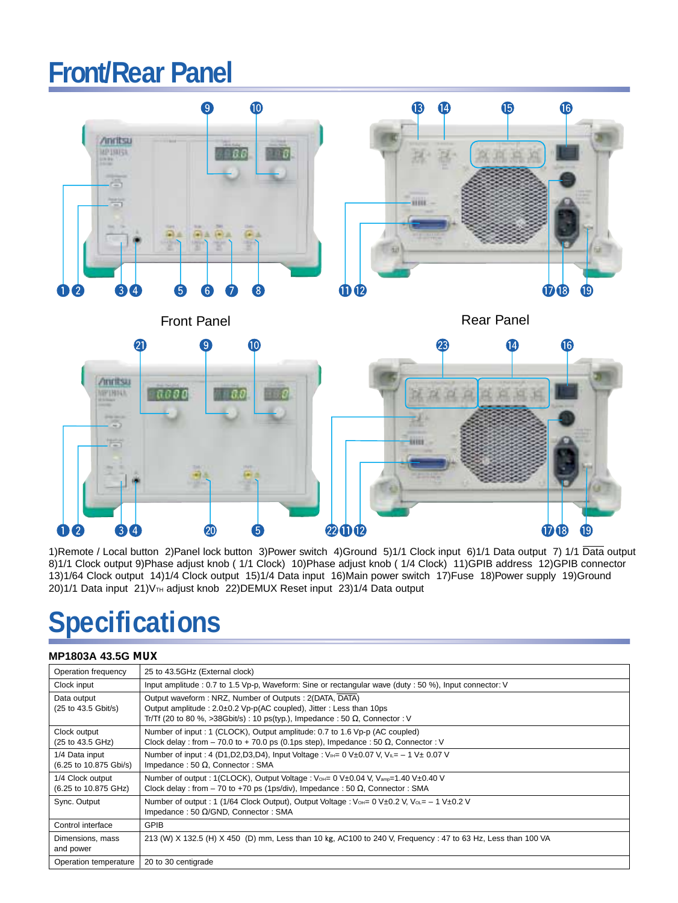# Front/Rear Panel

Front Panel

Rear Panel

1)Remote / Local button 2)Panel lock button 3)Power switch 4)Ground 5)1/1 Clock input 6)1/1 Data output 7) 1/1 $\overline{\text{Data}}$ output 8)1/1 Clock output 9)Phase adjust knob ( 1/1 Clock) 10)Phase adjust knob ( 1/4 Clock) 11)GPIB address 12)GPIB connector 13)1/64 Clock output 14)1/4 Clock output 15)1/4 Data input 16)Main power switch 17)Fuse 18)Power supply 19)Ground 20)1/1 Data input 21)$V_{TH}$ adjust knob 22)DEMUX Reset input 23)1/4 Data output

# Specifications

### MP1803A 43.5G MUX

| | |
|---|---|
| Operation frequency | 25 to 43.5GHz (External clock) |
| Clock input | Input amplitude : 0.7 to 1.5 Vp-p, Waveform: Sine or rectangular wave (duty : 50 %), Input connector: V |
| Data output (25 to 43.5 Gbit/s) | Output waveform : NRZ, Number of Outputs : 2(DATA, $\overline{\text{DATA}}$)<br>Output amplitude : 2.0±0.2 Vp-p(AC coupled), Jitter : Less than 10ps<br>Tr/Tf (20 to 80 %, >38Gbit/s) : 10 ps(typ.), Impedance : 50 Ω, Connector : V |
| Clock output (25 to 43.5 GHz) | Number of input : 1 (CLOCK), Output amplitude: 0.7 to 1.6 Vp-p (AC coupled)<br>Clock delay : from – 70.0 to + 70.0 ps (0.1ps step), Impedance : 50 Ω, Connector : V |
| 1/4 Data input (6.25 to 10.875 Gbi/s) | Number of input : 4 (D1,D2,D3,D4), Input Voltage : $V_{IH}$= 0 V±0.07 V, $V_{IL}$= – 1 V± 0.07 V<br>Impedance : 50 Ω, Connector : SMA |
| 1/4 Clock output (6.25 to 10.875 GHz) | Number of output : 1(CLOCK), Output Voltage : $V_{OH}$= 0 V±0.04 V, $V_{amp}$=1.40 V±0.40 V<br>Clock delay : from – 70 to +70 ps (1ps/div), Impedance : 50 Ω, Connector : SMA |
| Sync. Output | Number of output : 1 (1/64 Clock Output), Output Voltage : $V_{OH}$= 0 V±0.2 V, $V_{OL}$= – 1 V±0.2 V<br>Impedance : 50 Ω/GND, Connector : SMA |
| Control interface | GPIB |
| Dimensions, mass and power | 213 (W) X 132.5 (H) X 450 (D) mm, Less than 10 kg, AC100 to 240 V, Frequency : 47 to 63 Hz, Less than 100 VA |
| Operation temperature | 20 to 30 centigrade |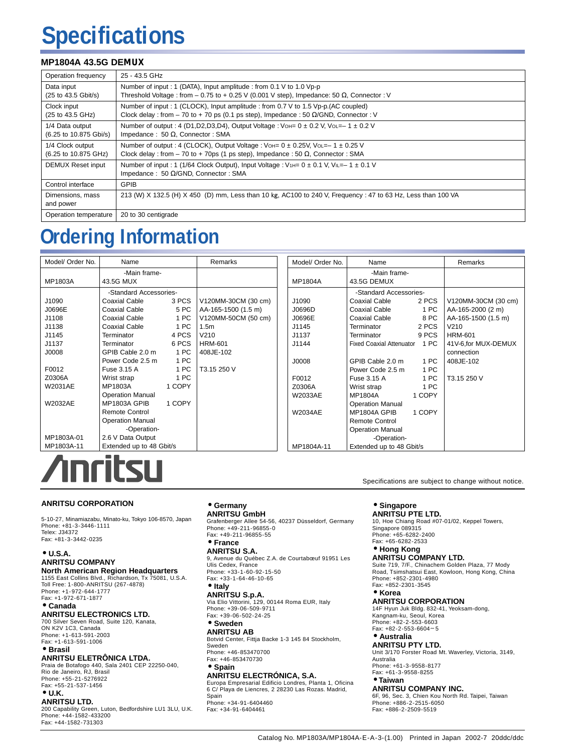# Specifications

### MP1804A 43.5G DEMUX

| | |
|---|---|
| Operation frequency | 25 - 43.5 GHz |
| Data input (25 to 43.5 Gbit/s) | Number of input : 1 (DATA), Input amplitude : from 0.1 V to 1.0 Vp-p<br>Threshold Voltage : from – 0.75 to + 0.25 V (0.001 V step), Impedance: 50 Ω, Connector : V |
| Clock input (25 to 43.5 GHz) | Number of input : 1 (CLOCK), Input amplitude : from 0.7 V to 1.5 Vp-p.(AC coupled)<br>Clock delay : from – 70 to + 70 ps (0.1 ps step), Impedance : 50 Ω/GND, Connector : V |
| 1/4 Data output (6.25 to 10.875 Gbi/s) | Number of output : 4 (D1,D2,D3,D4), Output Voltage : $V_{OH}$= 0 ± 0.2 V, $V_{OL}$=– 1 ± 0.2 V<br>Impedance : 50 Ω, Connector : SMA |
| 1/4 Clock output (6.25 to 10.875 GHz) | Number of output : 4 (CLOCK), Output Voltage : $V_{OH}$= 0 ± 0.25V, $V_{OL}$=– 1 ± 0.25 V<br>Clock delay : from – 70 to + 70ps (1 ps step), Impedance : 50 Ω, Connector : SMA |
| DEMUX Reset input | Number of input : 1 (1/64 Clock Output), Input Voltage : $V_{IH}$= 0 ± 0.1 V, $V_{IL}$=– 1 ± 0.1 V<br>Impedance : 50 Ω/GND, Connector : SMA |
| Control interface | GPIB |
| Dimensions, mass and power | 213 (W) X 132.5 (H) X 450 (D) mm, Less than 10 kg, AC100 to 240 V, Frequency : 47 to 63 Hz, Less than 100 VA |
| Operation temperature | 20 to 30 centigrade |

# Ordering Information

| Model/ Order No. | Name | | Remarks |
|---|---|---|---|
| | -Main frame- | | |
| MP1803A | 43.5G MUX | | |
| | -Standard Accessories- | | |
| J1090 | Coaxial Cable | 3 PCS | V120MM-30CM (30 cm) |
| J0696E | Coaxial Cable | 5 PC | AA-165-1500 (1.5 m) |
| J1108 | Coaxial Cable | 1 PC | V120MM-50CM (50 cm) |
| J1138 | Coaxial Cable | 1 PC | 1.5m |
| J1145 | Terminator | 4 PCS | V210 |
| J1137 | Terminator | 6 PCS | HRM-601 |
| J0008 | GPIB Cable 2.0 m | 1 PC | 408JE-102 |
| | Power Code 2.5 m | 1 PC | |
| F0012 | Fuse 3.15 A | 1 PC | T3.15 250 V |
| Z0306A | Wrist strap | 1 PC | |
| W2031AE | MP1803A Operation Manual | 1 COPY | |
| W2032AE | MP1803A GPIB Remote Control Operation Manual | 1 COPY | |
| | -Operation- | | |
| MP1803A-01 | 2.6 V Data Output | | |
| MP1803A-11 | Extended up to 48 Gbit/s | | |

| Model/ Order No. | Name | | Remarks |
|---|---|---|---|
| | -Main frame- | | |
| MP1804A | 43.5G DEMUX | | |
| | -Standard Accessories- | | |
| J1090 | Coaxial Cable | 2 PCS | V120MM-30CM (30 cm) |
| J0696D | Coaxial Cable | 1 PC | AA-165-2000 (2 m) |
| J0696E | Coaxial Cable | 8 PC | AA-165-1500 (1.5 m) |
| J1145 | Terminator | 2 PCS | V210 |
| J1137 | Terminator | 9 PCS | HRM-601 |
| J1144 | Fixed Coaxial Attenuator | 1 PC | 41V-6,for MUX-DEMUX connection |
| J0008 | GPIB Cable 2.0 m | 1 PC | 408JE-102 |
| | Power Code 2.5 m | 1 PC | |
| F0012 | Fuse 3.15 A | 1 PC | T3.15 250 V |
| Z0306A | Wrist strap | 1 PC | |
| W2033AE | MP1804A Operation Manual | 1 COPY | |
| W2034AE | MP1804A GPIB Remote Control Operation Manual | 1 COPY | |
| | -Operation- | | |
| MP1804A-11 | Extended up to 48 Gbit/s | | |

Anritsu

Specifications are subject to change without notice.

**ANRITSU CORPORATION**

5-10-27, Minamiazabu, Minato-ku, Tokyo 106-8570, Japan
Phone: +81-3-3446-1111
Telex: J34372
Fax: +81-3-3442-0235

**• U.S.A.**
**ANRITSU COMPANY**
**North American Region Headquarters**
1155 East Collins Blvd., Richardson, Tx 75081, U.S.A.
Toll Free: 1-800-ANRITSU (267-4878)
Phone: +1-972-644-1777
Fax: +1-972-671-1877

**• Canada**
**ANRITSU ELECTRONICS LTD.**
700 Silver Seven Road, Suite 120, Kanata, ON K2V 1C3, Canada
Phone: +1-613-591-2003
Fax: +1-613-591-1006

**• Brasil**
**ANRITSU ELETRÔNICA LTDA.**
Praia de Botafogo 440, Sala 2401 CEP 22250-040, Rio de Janeiro, RJ, Brasil
Phone: +55-21-5276922
Fax: +55-21-537-1456

**• U.K.**
**ANRITSU LTD.**
200 Capability Green, Luton, Bedfordshire LU1 3LU, U.K.
Phone: +44-1582-433200
Fax: +44-1582-731303

**• Germany**
**ANRITSU GmbH**
Grafenberger Allee 54-56, 40237 Düsseldorf, Germany
Phone: +49-211-96855-0
Fax: +49-211-96855-55

**• France**
**ANRITSU S.A.**
9, Avenue du Québec Z.A. de Courtabœuf 91951 Les Ulis Cedex, France
Phone: +33-1-60-92-15-50
Fax: +33-1-64-46-10-65

**• Italy**
**ANRITSU S.p.A.**
Via Elio Vittorini, 129, 00144 Roma EUR, Italy
Phone: +39-06-509-9711
Fax: +39-06-502-24-25

**• Sweden**
**ANRITSU AB**
Botvid Center, Fittja Backe 1-3 145 84 Stockholm, Sweden
Phone: +46-853470700
Fax: +46-853470730

**• Spain**
**ANRITSU ELECTRÓNICA, S.A.**
Europa Empresarial Edificio Londres, Planta 1, Oficina 6 C/ Playa de Liencres, 2 28230 Las Rozas. Madrid, Spain
Phone: +34-91-6404460
Fax: +34-91-6404461

**• Singapore**
**ANRITSU PTE LTD.**
10, Hoe Chiang Road #07-01/02, Keppel Towers, Singapore 089315
Phone: +65-6282-2400
Fax: +65-6282-2533

**• Hong Kong**
**ANRITSU COMPANY LTD.**
Suite 719, 7/F., Chinachem Golden Plaza, 77 Mody Road, Tsimshatsui East, Kowloon, Hong Kong, China
Phone: +852-2301-4980
Fax: +852-2301-3545

**• Korea**
**ANRITSU CORPORATION**
14F Hyun Juk Bldg. 832-41, Yeoksam-dong, Kangnam-ku, Seoul, Korea
Phone: +82-2-553-6603
Fax: +82-2-553-6604~5

**• Australia**
**ANRITSU PTY LTD.**
Unit 3/170 Forster Road Mt. Waverley, Victoria, 3149, Australia
Phone: +61-3-9558-8177
Fax: +61-3-9558-8255

**• Taiwan**
**ANRITSU COMPANY INC.**
6F, 96, Sec. 3, Chien Kou North Rd. Taipei, Taiwan
Phone: +886-2-2515-6050
Fax: +886-2-2509-5519

Catalog No. MP1803A/MP1804A-E-A-3-(1.00) Printed in Japan 2002-7 20ddc/ddc